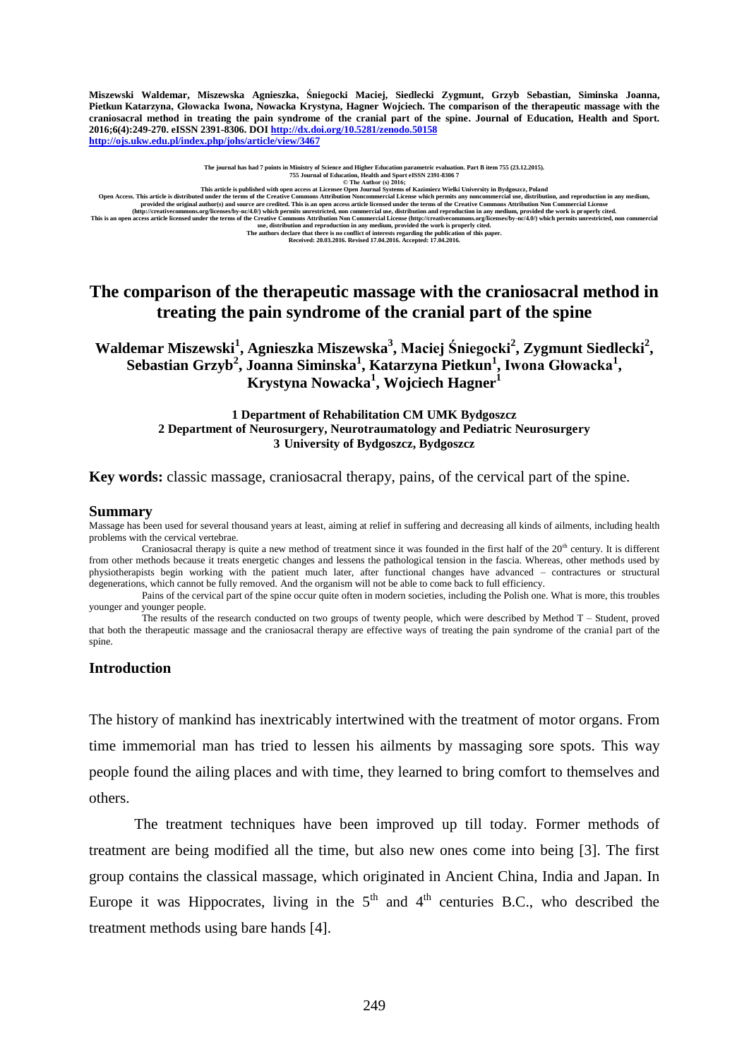**Miszewski Waldemar, Miszewska Agnieszka, Śniegocki Maciej, Siedlecki Zygmunt, Grzyb Sebastian, Siminska Joanna, Pietkun Katarzyna, Głowacka Iwona, Nowacka Krystyna, Hagner Wojciech. The comparison of the therapeutic massage with the craniosacral method in treating the pain syndrome of the cranial part of the spine. Journal of Education, Health and Sport. 2016;6(4):249-270. eISSN 2391-8306. DOI http://dx.doi.org/10.5281/zenodo.50158**
**http://ojs.ukw.edu.pl/index.php/johs/article/view/3467**

The journal has had 7 points in Ministry of Science and Higher Education parametric evaluation. Part B item 755 (23.12.2015).
755 Journal of Education, Health and Sport eISSN 2391-8306 7
© The Author (s) 2016;
This article is published with open access at Licensee Open Journal Systems of Kazimierz Wielki University in Bydgoszcz, Poland
Open Access. This article is distributed under the terms of the Creative Commons Attribution Noncommercial License which permits any noncommercial use, distribution, and reproduction in any medium, provided the original author(s) and source are credited. This is an open access article licensed under the terms of the Creative Commons Attribution Non Commercial License (http://creativecommons.org/licenses/by-nc/4.0/) which permits unrestricted, non commercial use, distribution and reproduction in any medium, provided the work is properly cited.
This is an open access article licensed under the terms of the Creative Commons Attribution Non Commercial License (http://creativecommons.org/licenses/by-nc/4.0/) which permits unrestricted, non commercial use, distribution and reproduction in any medium, provided the work is properly cited.
The authors declare that there is no conflict of interests regarding the publication of this paper.
Received: 20.03.2016. Revised 17.04.2016. Accepted: 17.04.2016.

# The comparison of the therapeutic massage with the craniosacral method in treating the pain syndrome of the cranial part of the spine

**Waldemar Miszewski[1], Agnieszka Miszewska[3], Maciej Śniegocki[2], Zygmunt Siedlecki[2], Sebastian Grzyb[2], Joanna Siminska[1], Katarzyna Pietkun[1], Iwona Głowacka[1], Krystyna Nowacka[1], Wojciech Hagner[1]**

**1 Department of Rehabilitation CM UMK Bydgoszcz**
**2 Department of Neurosurgery, Neurotraumatology and Pediatric Neurosurgery**
**3 University of Bydgoszcz, Bydgoszcz**

**Key words:** classic massage, craniosacral therapy, pains, of the cervical part of the spine.

## Summary

Massage has been used for several thousand years at least, aiming at relief in suffering and decreasing all kinds of ailments, including health problems with the cervical vertebrae.

Craniosacral therapy is quite a new method of treatment since it was founded in the first half of the 20th century. It is different from other methods because it treats energetic changes and lessens the pathological tension in the fascia. Whereas, other methods used by physiotherapists begin working with the patient much later, after functional changes have advanced – contractures or structural degenerations, which cannot be fully removed. And the organism will not be able to come back to full efficiency.

Pains of the cervical part of the spine occur quite often in modern societies, including the Polish one. What is more, this troubles younger and younger people.

The results of the research conducted on two groups of twenty people, which were described by Method T – Student, proved that both the therapeutic massage and the craniosacral therapy are effective ways of treating the pain syndrome of the cranial part of the spine.

## Introduction

The history of mankind has inextricably intertwined with the treatment of motor organs. From time immemorial man has tried to lessen his ailments by massaging sore spots. This way people found the ailing places and with time, they learned to bring comfort to themselves and others.

The treatment techniques have been improved up till today. Former methods of treatment are being modified all the time, but also new ones come into being [3]. The first group contains the classical massage, which originated in Ancient China, India and Japan. In Europe it was Hippocrates, living in the 5th and 4th centuries B.C., who described the treatment methods using bare hands [4].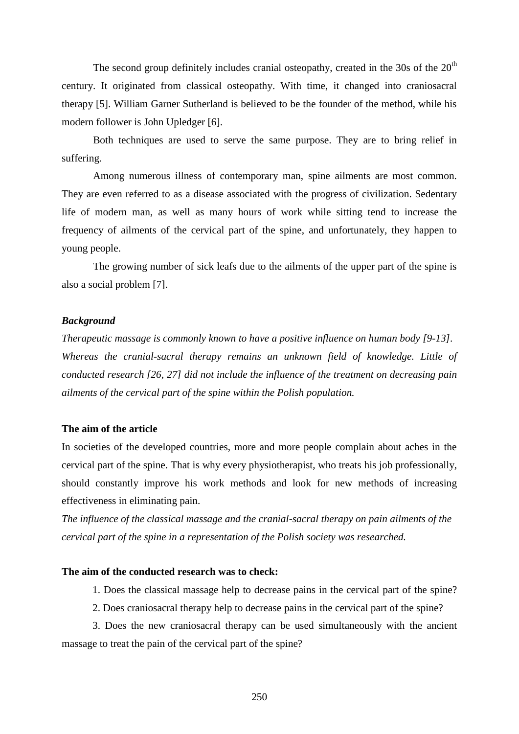The second group definitely includes cranial osteopathy, created in the 30s of the $20^{th}$ century. It originated from classical osteopathy. With time, it changed into craniosacral therapy [5]. William Garner Sutherland is believed to be the founder of the method, while his modern follower is John Upledger [6].

Both techniques are used to serve the same purpose. They are to bring relief in suffering.

Among numerous illness of contemporary man, spine ailments are most common. They are even referred to as a disease associated with the progress of civilization. Sedentary life of modern man, as well as many hours of work while sitting tend to increase the frequency of ailments of the cervical part of the spine, and unfortunately, they happen to young people.

The growing number of sick leafs due to the ailments of the upper part of the spine is also a social problem [7].

### *Background*

*Therapeutic massage is commonly known to have a positive influence on human body [9-13]. Whereas the cranial-sacral therapy remains an unknown field of knowledge. Little of conducted research [26, 27] did not include the influence of the treatment on decreasing pain ailments of the cervical part of the spine within the Polish population.*

### The aim of the article

In societies of the developed countries, more and more people complain about aches in the cervical part of the spine. That is why every physiotherapist, who treats his job professionally, should constantly improve his work methods and look for new methods of increasing effectiveness in eliminating pain.

*The influence of the classical massage and the cranial-sacral therapy on pain ailments of the cervical part of the spine in a representation of the Polish society was researched.*

### The aim of the conducted research was to check:

1. Does the classical massage help to decrease pains in the cervical part of the spine?
2. Does craniosacral therapy help to decrease pains in the cervical part of the spine?
3. Does the new craniosacral therapy can be used simultaneously with the ancient massage to treat the pain of the cervical part of the spine?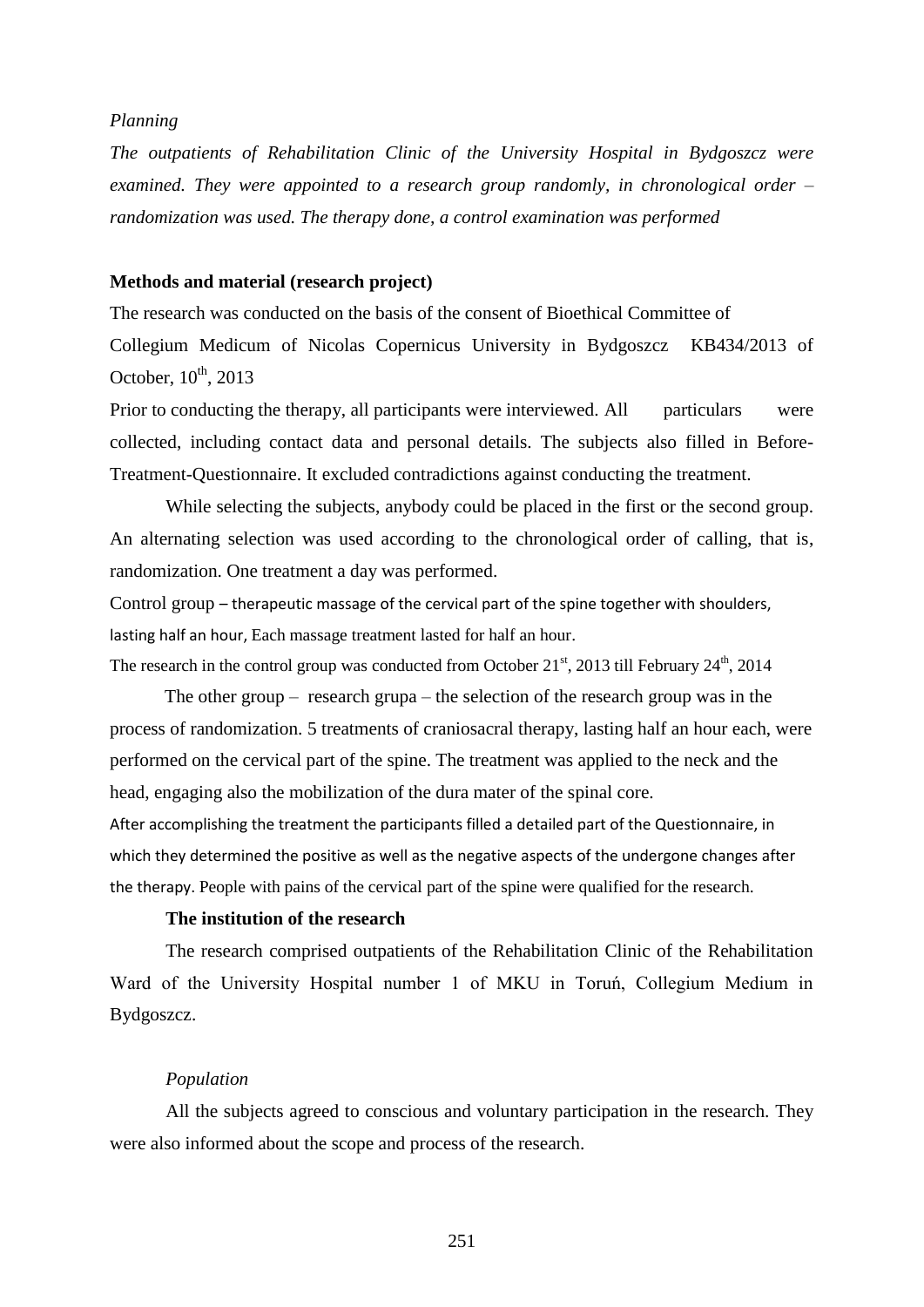*Planning*

*The outpatients of Rehabilitation Clinic of the University Hospital in Bydgoszcz were examined. They were appointed to a research group randomly, in chronological order – randomization was used. The therapy done, a control examination was performed*

**Methods and material (research project)**

The research was conducted on the basis of the consent of Bioethical Committee of Collegium Medicum of Nicolas Copernicus University in Bydgoszcz KB434/2013 of October, 10th, 2013

Prior to conducting the therapy, all participants were interviewed. All particulars were collected, including contact data and personal details. The subjects also filled in Before-Treatment-Questionnaire. It excluded contradictions against conducting the treatment.

While selecting the subjects, anybody could be placed in the first or the second group. An alternating selection was used according to the chronological order of calling, that is, randomization. One treatment a day was performed.

Control group – therapeutic massage of the cervical part of the spine together with shoulders, lasting half an hour, Each massage treatment lasted for half an hour.

The research in the control group was conducted from October 21st, 2013 till February 24th, 2014

The other group – research grupa – the selection of the research group was in the process of randomization. 5 treatments of craniosacral therapy, lasting half an hour each, were performed on the cervical part of the spine. The treatment was applied to the neck and the head, engaging also the mobilization of the dura mater of the spinal core.

After accomplishing the treatment the participants filled a detailed part of the Questionnaire, in which they determined the positive as well as the negative aspects of the undergone changes after the therapy. People with pains of the cervical part of the spine were qualified for the research.

**The institution of the research**

The research comprised outpatients of the Rehabilitation Clinic of the Rehabilitation Ward of the University Hospital number 1 of MKU in Toruń, Collegium Medium in Bydgoszcz.

*Population*

All the subjects agreed to conscious and voluntary participation in the research. They were also informed about the scope and process of the research.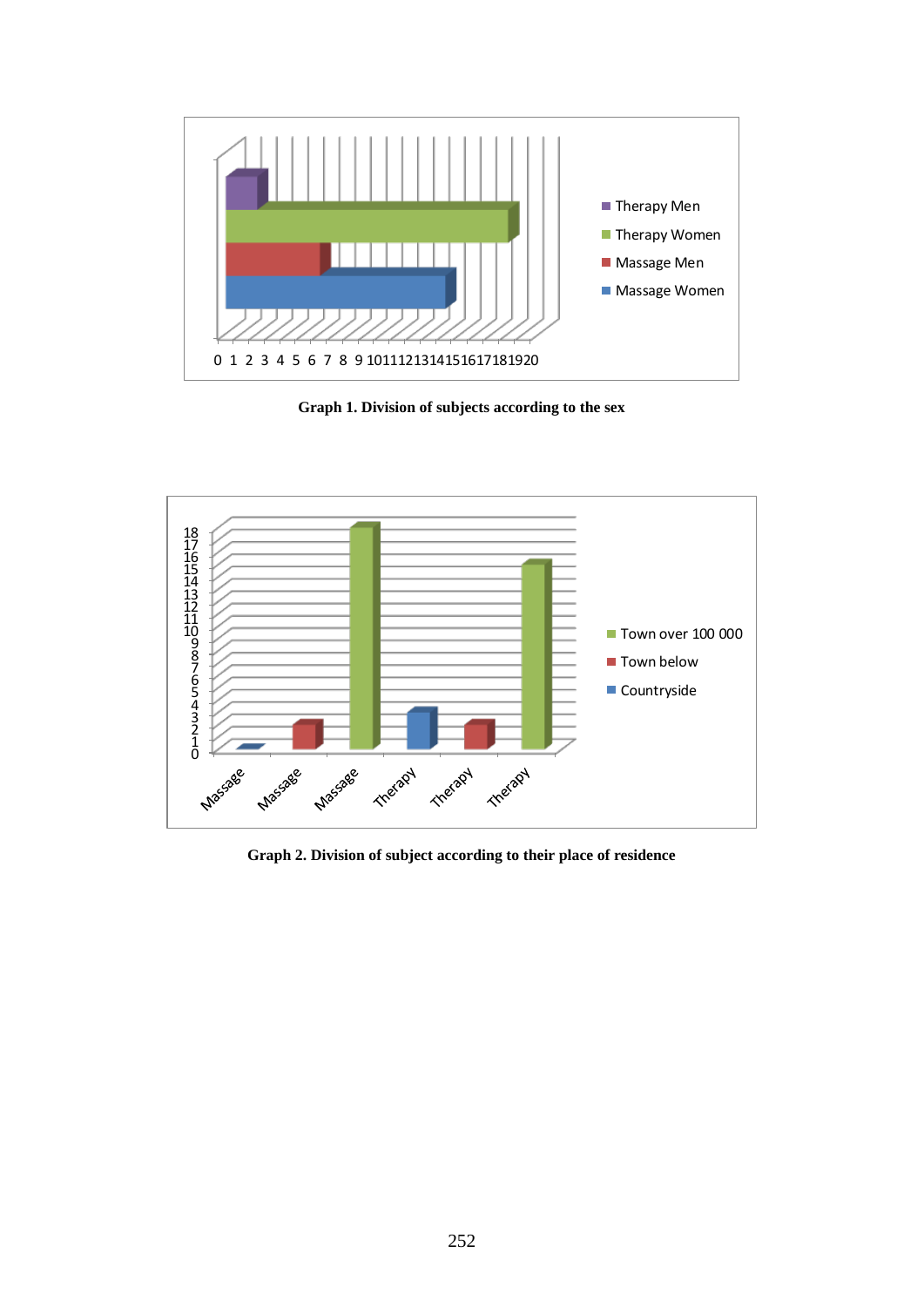**Graph 1. Division of subjects according to the sex**

**Graph 2. Division of subject according to their place of residence**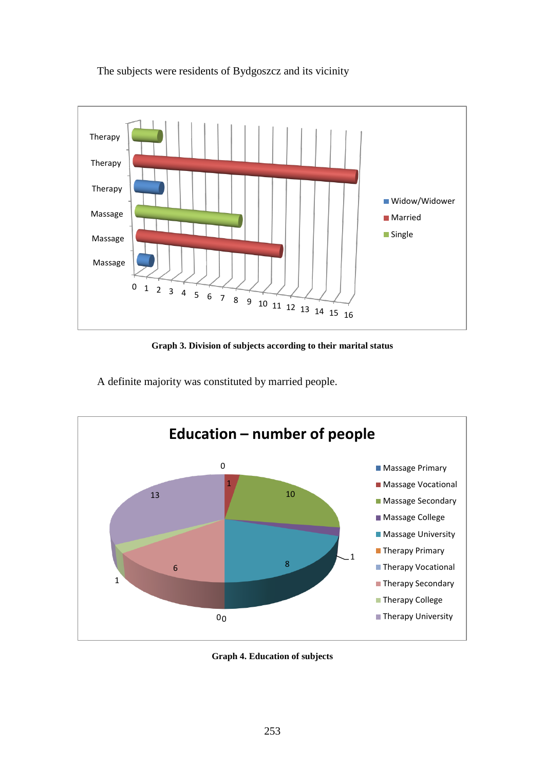The subjects were residents of Bydgoszcz and its vicinity

**Graph 3. Division of subjects according to their marital status**

A definite majority was constituted by married people.

**Graph 4. Education of subjects**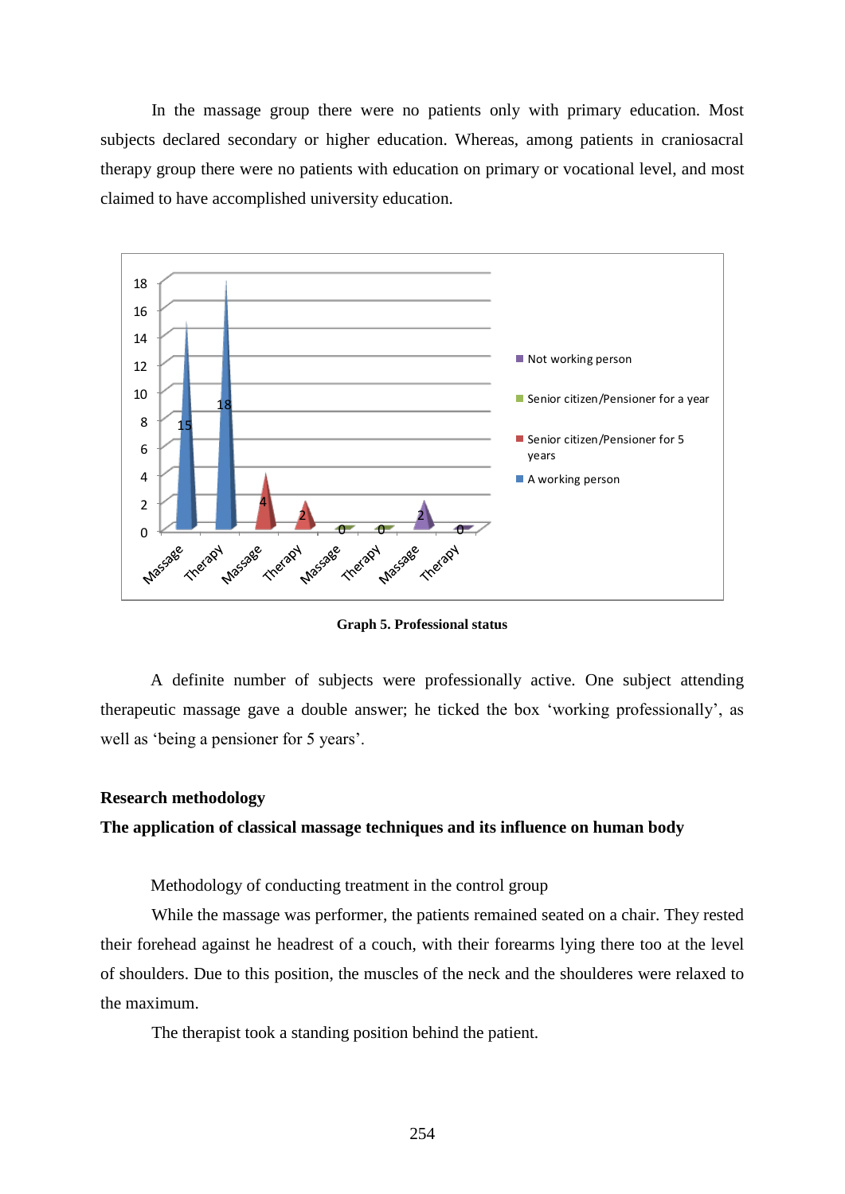In the massage group there were no patients only with primary education. Most subjects declared secondary or higher education. Whereas, among patients in craniosacral therapy group there were no patients with education on primary or vocational level, and most claimed to have accomplished university education.

**Graph 5. Professional status**

A definite number of subjects were professionally active. One subject attending therapeutic massage gave a double answer; he ticked the box 'working professionally', as well as 'being a pensioner for 5 years'.

**Research methodology**

**The application of classical massage techniques and its influence on human body**

Methodology of conducting treatment in the control group

While the massage was performer, the patients remained seated on a chair. They rested their forehead against he headrest of a couch, with their forearms lying there too at the level of shoulders. Due to this position, the muscles of the neck and the shoulderes were relaxed to the maximum.

The therapist took a standing position behind the patient.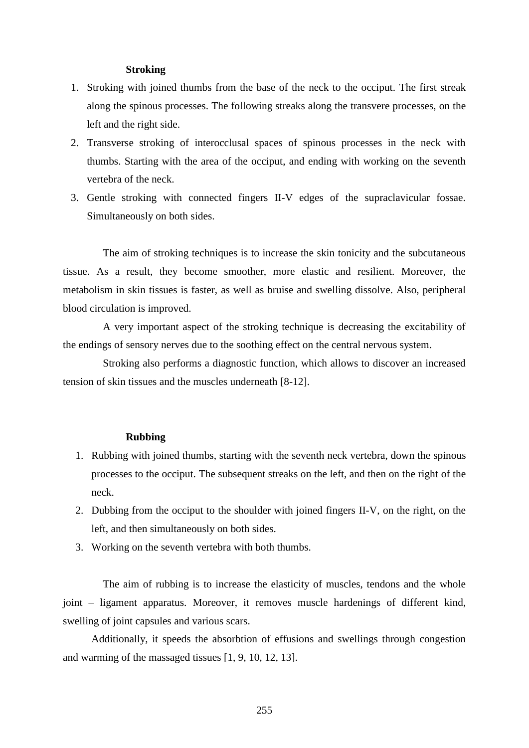**Stroking**

1. Stroking with joined thumbs from the base of the neck to the occiput. The first streak along the spinous processes. The following streaks along the transvere processes, on the left and the right side.
2. Transverse stroking of interocclusal spaces of spinous processes in the neck with thumbs. Starting with the area of the occiput, and ending with working on the seventh vertebra of the neck.
3. Gentle stroking with connected fingers II-V edges of the supraclavicular fossae. Simultaneously on both sides.

The aim of stroking techniques is to increase the skin tonicity and the subcutaneous tissue. As a result, they become smoother, more elastic and resilient. Moreover, the metabolism in skin tissues is faster, as well as bruise and swelling dissolve. Also, peripheral blood circulation is improved.

A very important aspect of the stroking technique is decreasing the excitability of the endings of sensory nerves due to the soothing effect on the central nervous system.

Stroking also performs a diagnostic function, which allows to discover an increased tension of skin tissues and the muscles underneath [8-12].

**Rubbing**

1. Rubbing with joined thumbs, starting with the seventh neck vertebra, down the spinous processes to the occiput. The subsequent streaks on the left, and then on the right of the neck.
2. Dubbing from the occiput to the shoulder with joined fingers II-V, on the right, on the left, and then simultaneously on both sides.
3. Working on the seventh vertebra with both thumbs.

The aim of rubbing is to increase the elasticity of muscles, tendons and the whole joint – ligament apparatus. Moreover, it removes muscle hardenings of different kind, swelling of joint capsules and various scars.

Additionally, it speeds the absorbtion of effusions and swellings through congestion and warming of the massaged tissues [1, 9, 10, 12, 13].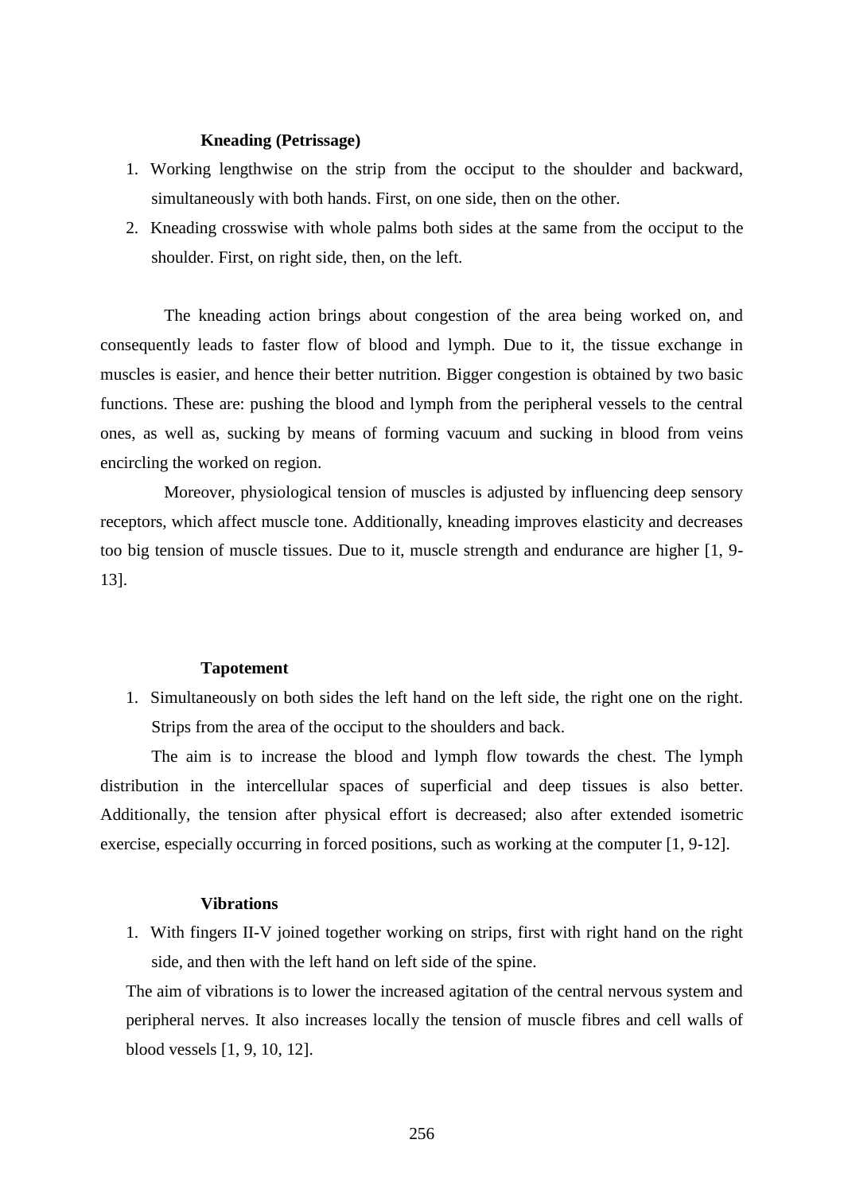**Kneading (Petrissage)**

1. Working lengthwise on the strip from the occiput to the shoulder and backward, simultaneously with both hands. First, on one side, then on the other.
2. Kneading crosswise with whole palms both sides at the same from the occiput to the shoulder. First, on right side, then, on the left.

The kneading action brings about congestion of the area being worked on, and consequently leads to faster flow of blood and lymph. Due to it, the tissue exchange in muscles is easier, and hence their better nutrition. Bigger congestion is obtained by two basic functions. These are: pushing the blood and lymph from the peripheral vessels to the central ones, as well as, sucking by means of forming vacuum and sucking in blood from veins encircling the worked on region.

Moreover, physiological tension of muscles is adjusted by influencing deep sensory receptors, which affect muscle tone. Additionally, kneading improves elasticity and decreases too big tension of muscle tissues. Due to it, muscle strength and endurance are higher [1, 9-13].

**Tapotement**

1. Simultaneously on both sides the left hand on the left side, the right one on the right. Strips from the area of the occiput to the shoulders and back.

The aim is to increase the blood and lymph flow towards the chest. The lymph distribution in the intercellular spaces of superficial and deep tissues is also better. Additionally, the tension after physical effort is decreased; also after extended isometric exercise, especially occurring in forced positions, such as working at the computer [1, 9-12].

**Vibrations**

1. With fingers II-V joined together working on strips, first with right hand on the right side, and then with the left hand on left side of the spine.

The aim of vibrations is to lower the increased agitation of the central nervous system and peripheral nerves. It also increases locally the tension of muscle fibres and cell walls of blood vessels [1, 9, 10, 12].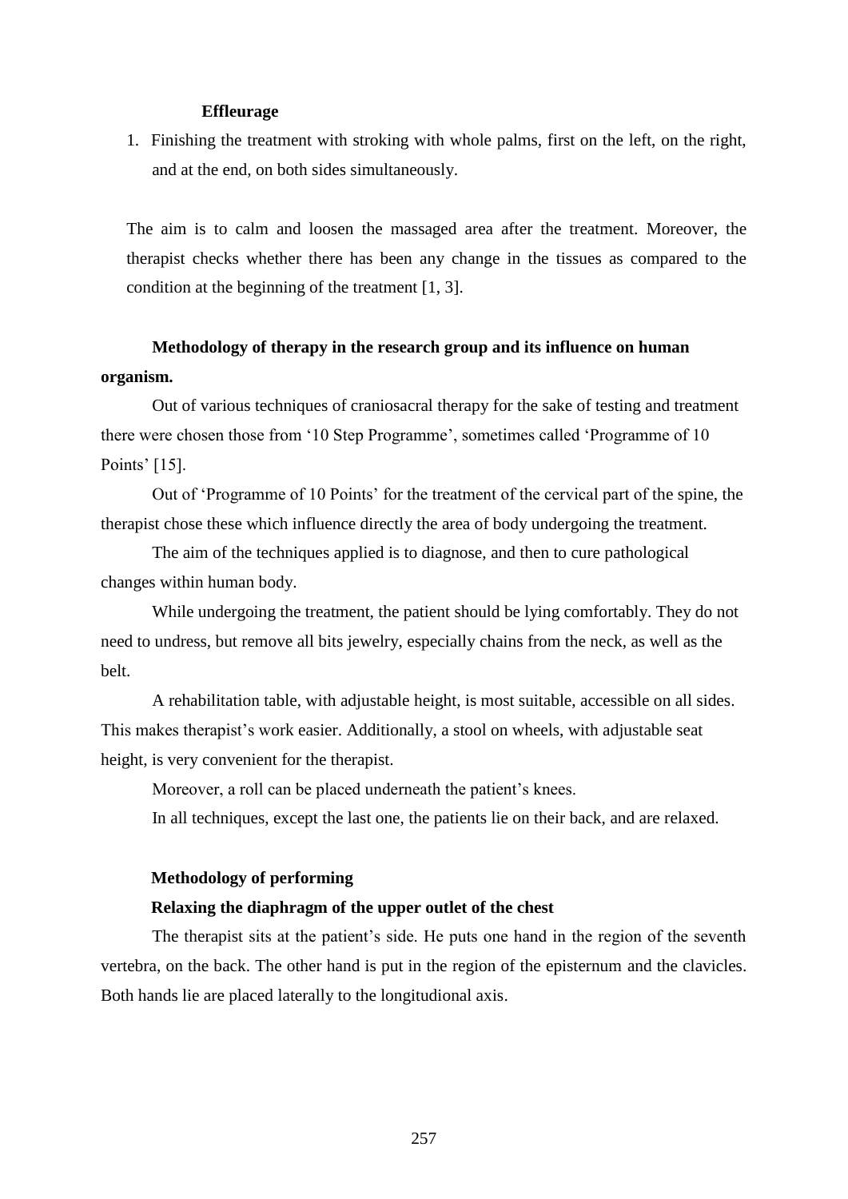**Effleurage**

1. Finishing the treatment with stroking with whole palms, first on the left, on the right, and at the end, on both sides simultaneously.

The aim is to calm and loosen the massaged area after the treatment. Moreover, the therapist checks whether there has been any change in the tissues as compared to the condition at the beginning of the treatment [1, 3].

**Methodology of therapy in the research group and its influence on human organism.**

Out of various techniques of craniosacral therapy for the sake of testing and treatment there were chosen those from '10 Step Programme', sometimes called 'Programme of 10 Points' [15].

Out of 'Programme of 10 Points' for the treatment of the cervical part of the spine, the therapist chose these which influence directly the area of body undergoing the treatment.

The aim of the techniques applied is to diagnose, and then to cure pathological changes within human body.

While undergoing the treatment, the patient should be lying comfortably. They do not need to undress, but remove all bits jewelry, especially chains from the neck, as well as the belt.

A rehabilitation table, with adjustable height, is most suitable, accessible on all sides. This makes therapist's work easier. Additionally, a stool on wheels, with adjustable seat height, is very convenient for the therapist.

Moreover, a roll can be placed underneath the patient's knees.

In all techniques, except the last one, the patients lie on their back, and are relaxed.

**Methodology of performing**

**Relaxing the diaphragm of the upper outlet of the chest**

The therapist sits at the patient's side. He puts one hand in the region of the seventh vertebra, on the back. The other hand is put in the region of the episternum and the clavicles. Both hands lie are placed laterally to the longitudional axis.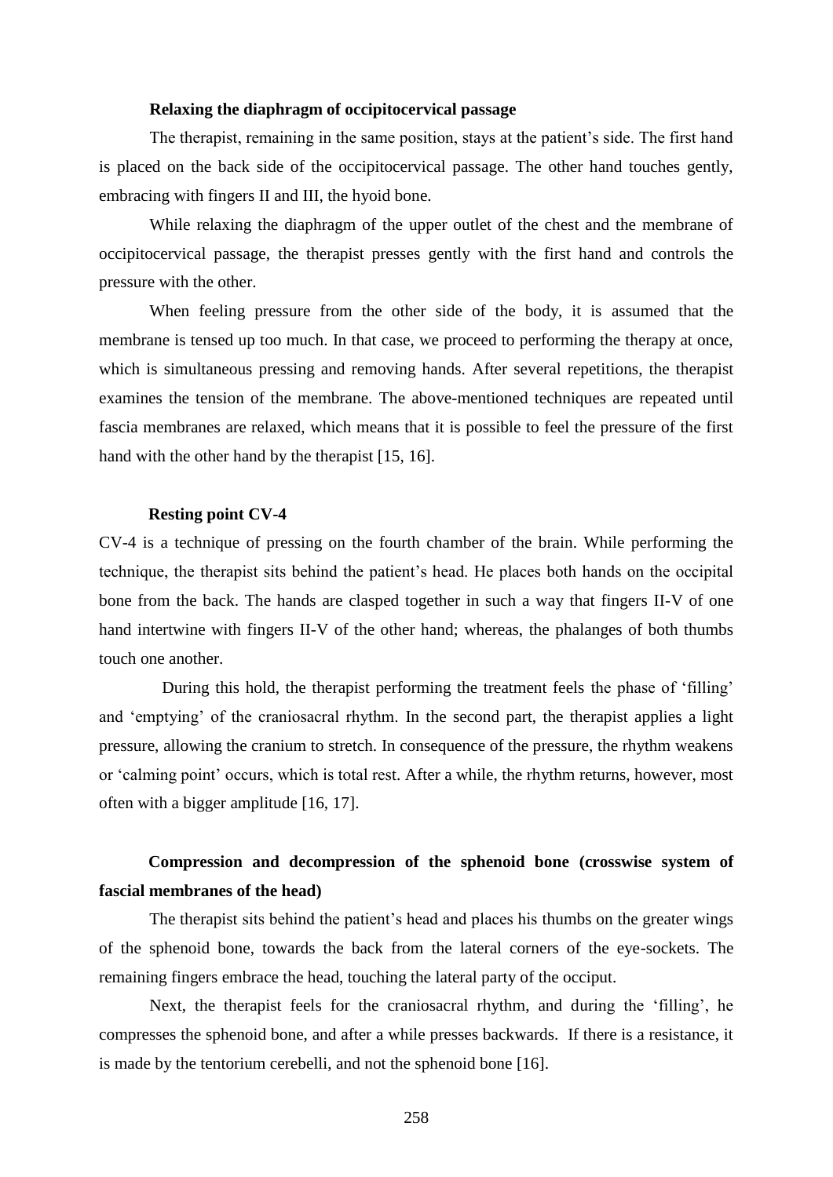**Relaxing the diaphragm of occipitocervical passage**

The therapist, remaining in the same position, stays at the patient's side. The first hand is placed on the back side of the occipitocervical passage. The other hand touches gently, embracing with fingers II and III, the hyoid bone.

While relaxing the diaphragm of the upper outlet of the chest and the membrane of occipitocervical passage, the therapist presses gently with the first hand and controls the pressure with the other.

When feeling pressure from the other side of the body, it is assumed that the membrane is tensed up too much. In that case, we proceed to performing the therapy at once, which is simultaneous pressing and removing hands. After several repetitions, the therapist examines the tension of the membrane. The above-mentioned techniques are repeated until fascia membranes are relaxed, which means that it is possible to feel the pressure of the first hand with the other hand by the therapist [15, 16].

**Resting point CV-4**

CV-4 is a technique of pressing on the fourth chamber of the brain. While performing the technique, the therapist sits behind the patient's head. He places both hands on the occipital bone from the back. The hands are clasped together in such a way that fingers II-V of one hand intertwine with fingers II-V of the other hand; whereas, the phalanges of both thumbs touch one another.

During this hold, the therapist performing the treatment feels the phase of 'filling' and 'emptying' of the craniosacral rhythm. In the second part, the therapist applies a light pressure, allowing the cranium to stretch. In consequence of the pressure, the rhythm weakens or 'calming point' occurs, which is total rest. After a while, the rhythm returns, however, most often with a bigger amplitude [16, 17].

**Compression and decompression of the sphenoid bone (crosswise system of fascial membranes of the head)**

The therapist sits behind the patient's head and places his thumbs on the greater wings of the sphenoid bone, towards the back from the lateral corners of the eye-sockets. The remaining fingers embrace the head, touching the lateral party of the occiput.

Next, the therapist feels for the craniosacral rhythm, and during the 'filling', he compresses the sphenoid bone, and after a while presses backwards. If there is a resistance, it is made by the tentorium cerebelli, and not the sphenoid bone [16].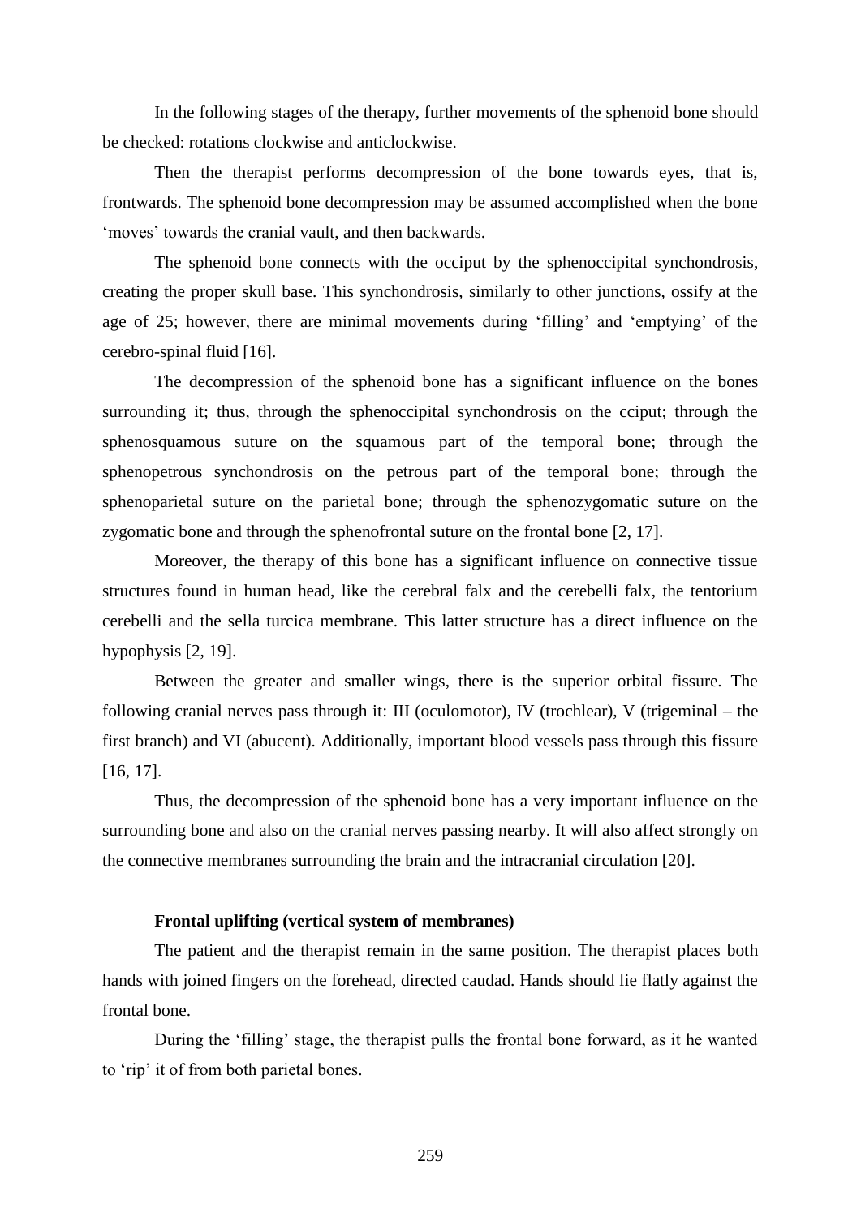In the following stages of the therapy, further movements of the sphenoid bone should be checked: rotations clockwise and anticlockwise.

Then the therapist performs decompression of the bone towards eyes, that is, frontwards. The sphenoid bone decompression may be assumed accomplished when the bone 'moves' towards the cranial vault, and then backwards.

The sphenoid bone connects with the occiput by the sphenoccipital synchondrosis, creating the proper skull base. This synchondrosis, similarly to other junctions, ossify at the age of 25; however, there are minimal movements during 'filling' and 'emptying' of the cerebro-spinal fluid [16].

The decompression of the sphenoid bone has a significant influence on the bones surrounding it; thus, through the sphenoccipital synchondrosis on the cciput; through the sphenosquamous suture on the squamous part of the temporal bone; through the sphenopetrous synchondrosis on the petrous part of the temporal bone; through the sphenoparietal suture on the parietal bone; through the sphenozygomatic suture on the zygomatic bone and through the sphenofrontal suture on the frontal bone [2, 17].

Moreover, the therapy of this bone has a significant influence on connective tissue structures found in human head, like the cerebral falx and the cerebelli falx, the tentorium cerebelli and the sella turcica membrane. This latter structure has a direct influence on the hypophysis [2, 19].

Between the greater and smaller wings, there is the superior orbital fissure. The following cranial nerves pass through it: III (oculomotor), IV (trochlear), V (trigeminal – the first branch) and VI (abucent). Additionally, important blood vessels pass through this fissure [16, 17].

Thus, the decompression of the sphenoid bone has a very important influence on the surrounding bone and also on the cranial nerves passing nearby. It will also affect strongly on the connective membranes surrounding the brain and the intracranial circulation [20].

**Frontal uplifting (vertical system of membranes)**

The patient and the therapist remain in the same position. The therapist places both hands with joined fingers on the forehead, directed caudad. Hands should lie flatly against the frontal bone.

During the 'filling' stage, the therapist pulls the frontal bone forward, as it he wanted to 'rip' it of from both parietal bones.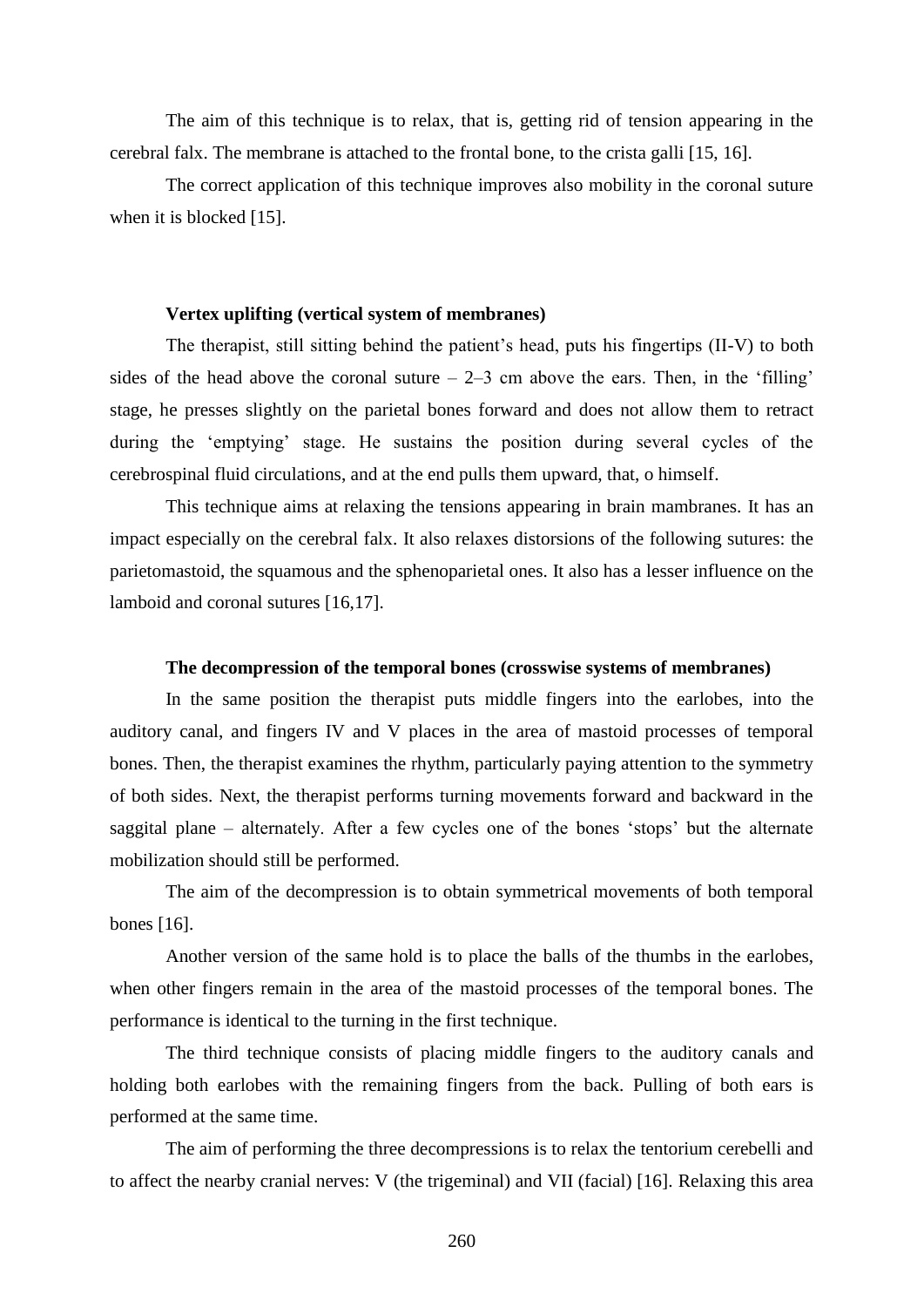The aim of this technique is to relax, that is, getting rid of tension appearing in the cerebral falx. The membrane is attached to the frontal bone, to the crista galli [15, 16].

The correct application of this technique improves also mobility in the coronal suture when it is blocked [15].

**Vertex uplifting (vertical system of membranes)**

The therapist, still sitting behind the patient's head, puts his fingertips (II-V) to both sides of the head above the coronal suture – 2–3 cm above the ears. Then, in the 'filling' stage, he presses slightly on the parietal bones forward and does not allow them to retract during the 'emptying' stage. He sustains the position during several cycles of the cerebrospinal fluid circulations, and at the end pulls them upward, that, o himself.

This technique aims at relaxing the tensions appearing in brain mambranes. It has an impact especially on the cerebral falx. It also relaxes distorsions of the following sutures: the parietomastoid, the squamous and the sphenoparietal ones. It also has a lesser influence on the lamboid and coronal sutures [16,17].

**The decompression of the temporal bones (crosswise systems of membranes)**

In the same position the therapist puts middle fingers into the earlobes, into the auditory canal, and fingers IV and V places in the area of mastoid processes of temporal bones. Then, the therapist examines the rhythm, particularly paying attention to the symmetry of both sides. Next, the therapist performs turning movements forward and backward in the saggital plane – alternately. After a few cycles one of the bones 'stops' but the alternate mobilization should still be performed.

The aim of the decompression is to obtain symmetrical movements of both temporal bones [16].

Another version of the same hold is to place the balls of the thumbs in the earlobes, when other fingers remain in the area of the mastoid processes of the temporal bones. The performance is identical to the turning in the first technique.

The third technique consists of placing middle fingers to the auditory canals and holding both earlobes with the remaining fingers from the back. Pulling of both ears is performed at the same time.

The aim of performing the three decompressions is to relax the tentorium cerebelli and to affect the nearby cranial nerves: V (the trigeminal) and VII (facial) [16]. Relaxing this area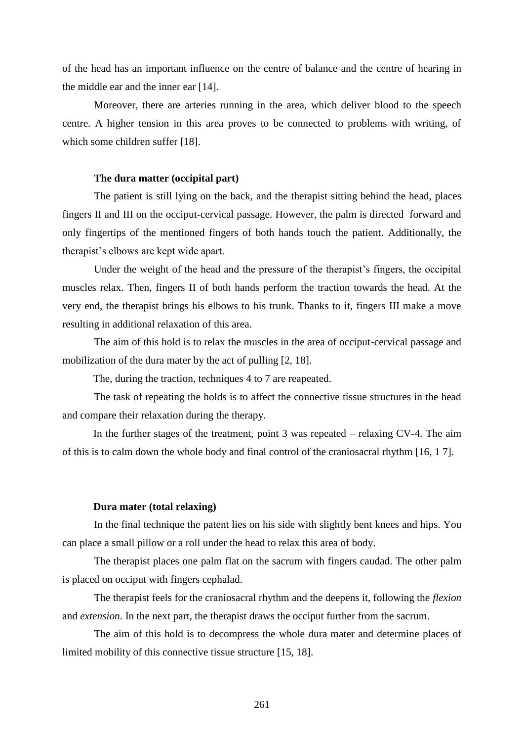of the head has an important influence on the centre of balance and the centre of hearing in the middle ear and the inner ear [14].

Moreover, there are arteries running in the area, which deliver blood to the speech centre. A higher tension in this area proves to be connected to problems with writing, of which some children suffer [18].

**The dura matter (occipital part)**

The patient is still lying on the back, and the therapist sitting behind the head, places fingers II and III on the occiput-cervical passage. However, the palm is directed forward and only fingertips of the mentioned fingers of both hands touch the patient. Additionally, the therapist's elbows are kept wide apart.

Under the weight of the head and the pressure of the therapist's fingers, the occipital muscles relax. Then, fingers II of both hands perform the traction towards the head. At the very end, the therapist brings his elbows to his trunk. Thanks to it, fingers III make a move resulting in additional relaxation of this area.

The aim of this hold is to relax the muscles in the area of occiput-cervical passage and mobilization of the dura mater by the act of pulling [2, 18].

The, during the traction, techniques 4 to 7 are reapeated.

The task of repeating the holds is to affect the connective tissue structures in the head and compare their relaxation during the therapy.

In the further stages of the treatment, point 3 was repeated – relaxing CV-4. The aim of this is to calm down the whole body and final control of the craniosacral rhythm [16, 1 7].

**Dura mater (total relaxing)**

In the final technique the patent lies on his side with slightly bent knees and hips. You can place a small pillow or a roll under the head to relax this area of body.

The therapist places one palm flat on the sacrum with fingers caudad. The other palm is placed on occiput with fingers cephalad.

The therapist feels for the craniosacral rhythm and the deepens it, following the *flexion* and *extension*. In the next part, the therapist draws the occiput further from the sacrum.

The aim of this hold is to decompress the whole dura mater and determine places of limited mobility of this connective tissue structure [15, 18].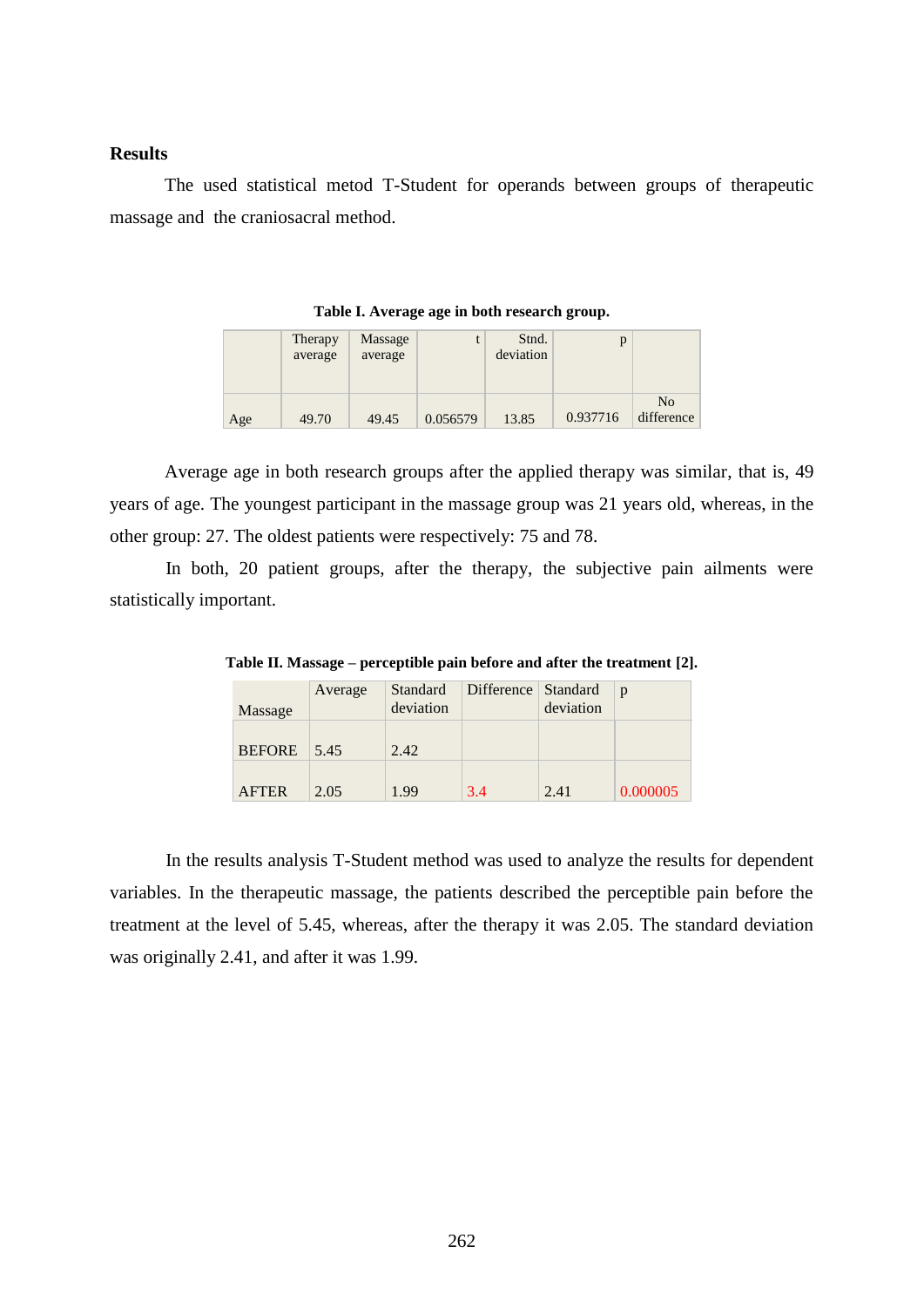**Results**

The used statistical metod T-Student for operands between groups of therapeutic massage and the craniosacral method.

**Table I. Average age in both research group.**

| | Therapy average | Massage average | t | Stnd. deviation | p | |
|---|---|---|---|---|---|---|
| Age | 49.70 | 49.45 | 0.056579 | 13.85 | 0.937716 | No difference |

Average age in both research groups after the applied therapy was similar, that is, 49 years of age. The youngest participant in the massage group was 21 years old, whereas, in the other group: 27. The oldest patients were respectively: 75 and 78.

In both, 20 patient groups, after the therapy, the subjective pain ailments were statistically important.

**Table II. Massage – perceptible pain before and after the treatment [2].**

| Massage | Average | Standard deviation | Difference | Standard deviation | p |
|---|---|---|---|---|---|
| BEFORE | 5.45 | 2.42 | | | |
| AFTER | 2.05 | 1.99 | 3.4 | 2.41 | 0.000005 |

In the results analysis T-Student method was used to analyze the results for dependent variables. In the therapeutic massage, the patients described the perceptible pain before the treatment at the level of 5.45, whereas, after the therapy it was 2.05. The standard deviation was originally 2.41, and after it was 1.99.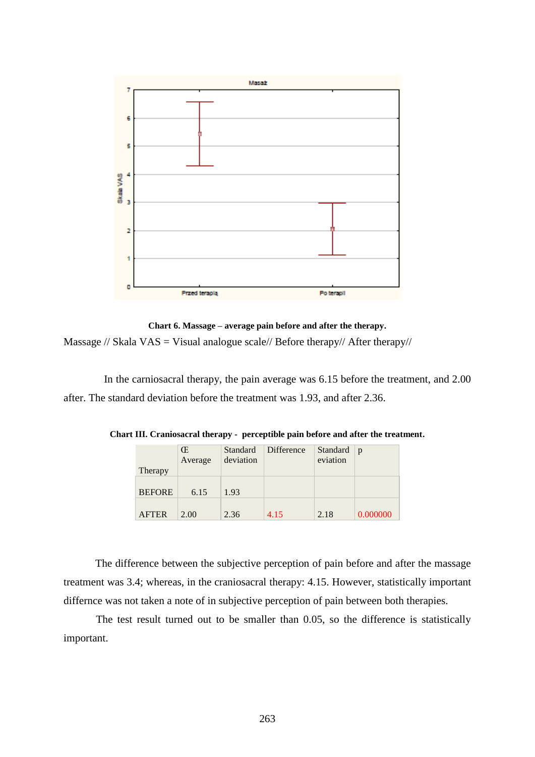**Chart 6. Massage – average pain before and after the therapy.**

Massage // Skala VAS = Visual analogue scale// Before therapy// After therapy//

In the carniosacral therapy, the pain average was 6.15 before the treatment, and 2.00 after. The standard deviation before the treatment was 1.93, and after 2.36.

**Chart III. Craniosacral therapy - perceptible pain before and after the treatment.**

| Therapy | Œ Average | Standard deviation | Difference | Standard eviation | p |
|---|---|---|---|---|---|
| BEFORE | 6.15 | 1.93 | | | |
| AFTER | 2.00 | 2.36 | 4.15 | 2.18 | 0.000000 |

The difference between the subjective perception of pain before and after the massage treatment was 3.4; whereas, in the craniosacral therapy: 4.15. However, statistically important differnce was not taken a note of in subjective perception of pain between both therapies.

The test result turned out to be smaller than 0.05, so the difference is statistically important.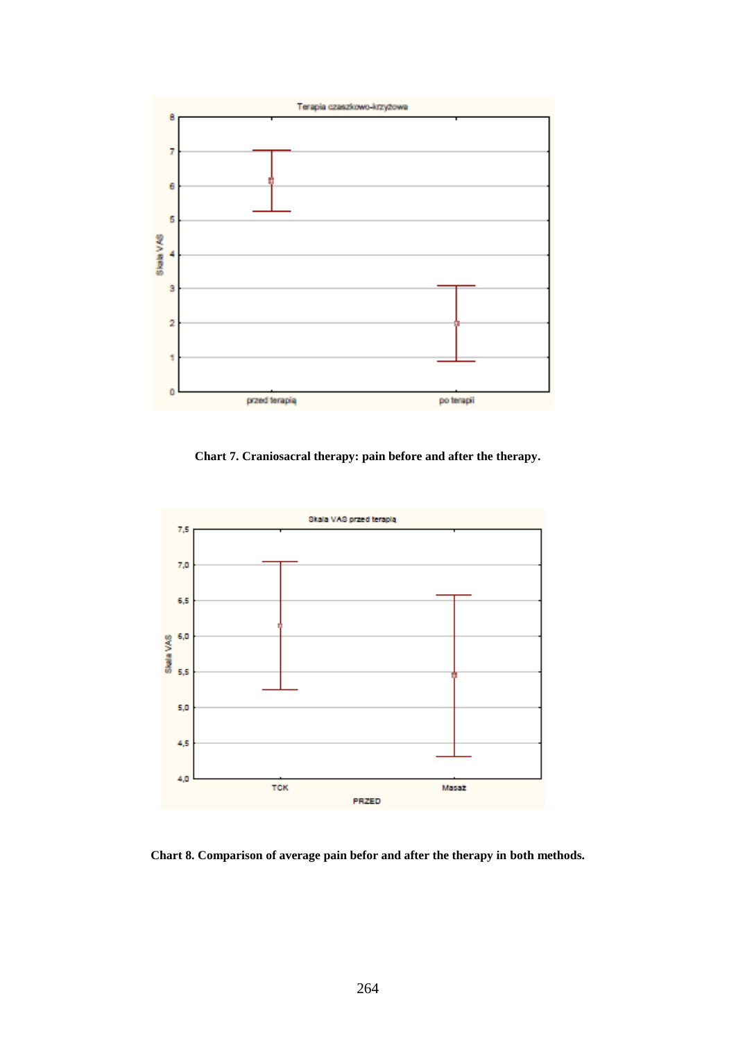Chart 7. Craniosacral therapy: pain before and after the therapy.

Chart 8. Comparison of average pain befor and after the therapy in both methods.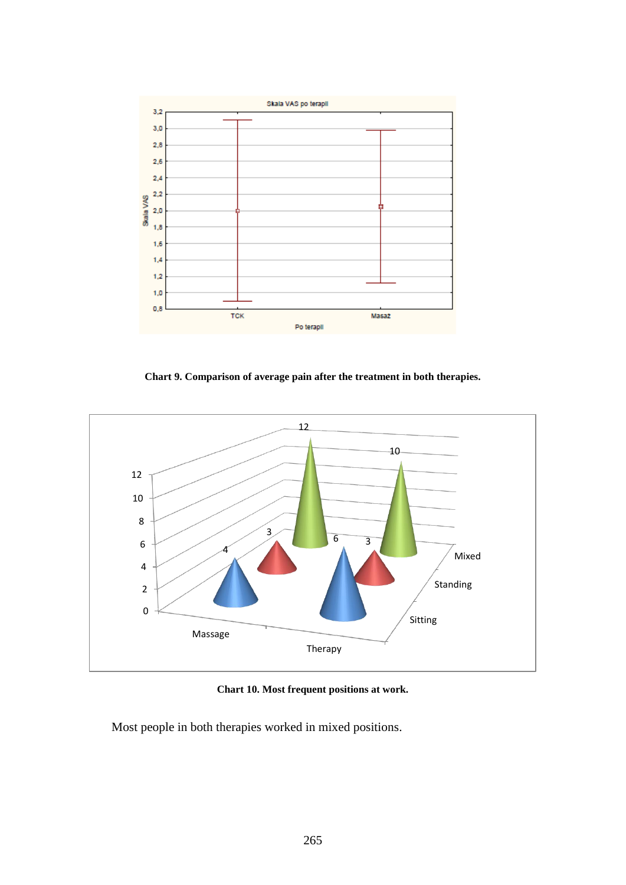**Chart 9. Comparison of average pain after the treatment in both therapies.**

**Chart 10. Most frequent positions at work.**

Most people in both therapies worked in mixed positions.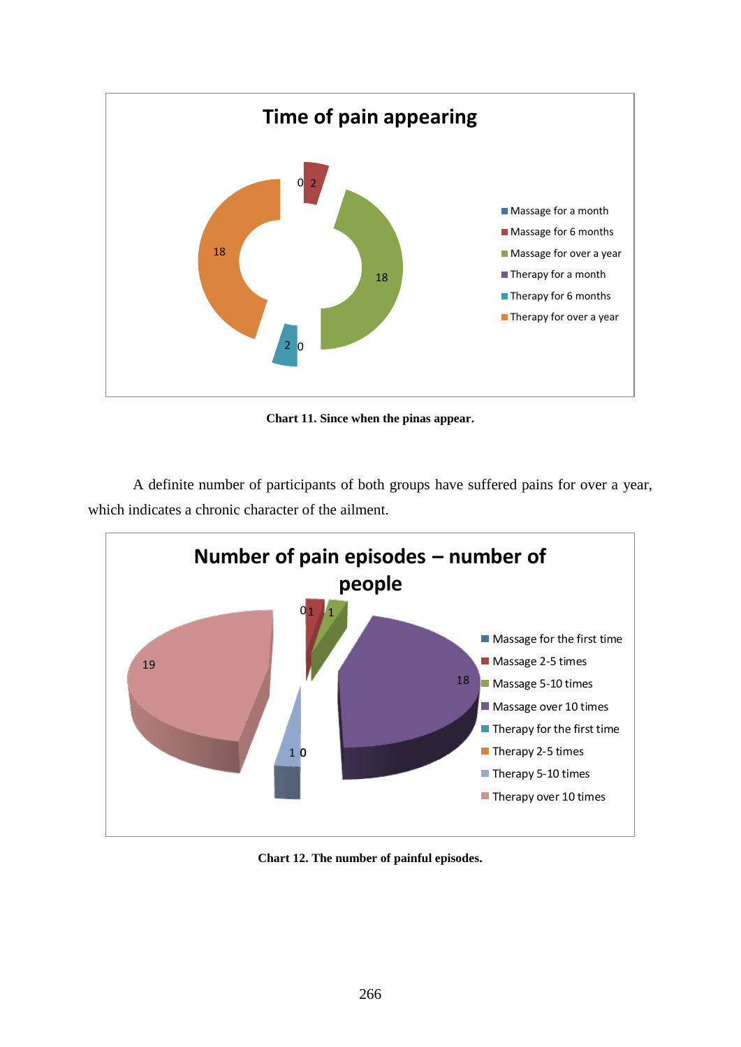Chart 11. Since when the pinas appear.

A definite number of participants of both groups have suffered pains for over a year, which indicates a chronic character of the ailment.

Chart 12. The number of painful episodes.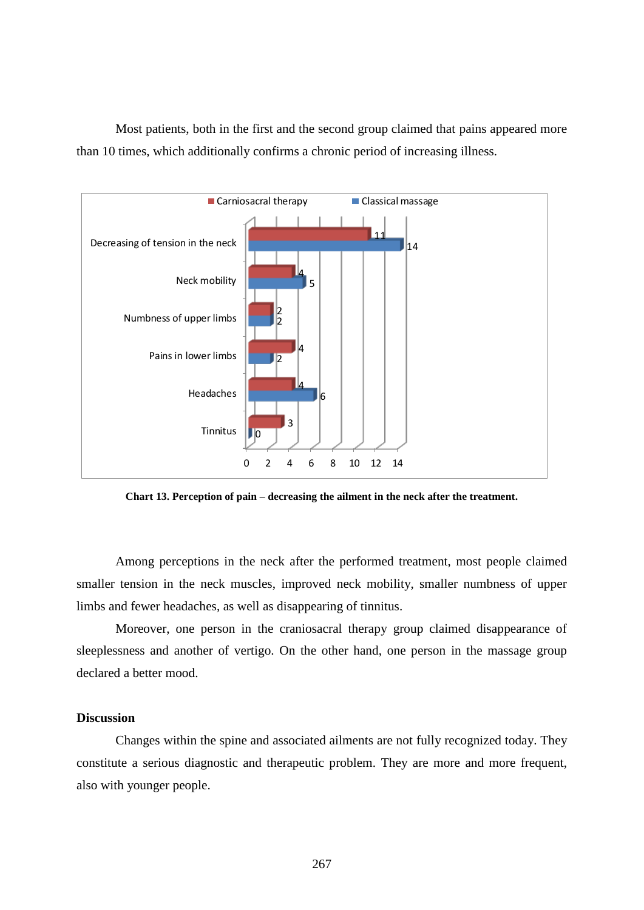Most patients, both in the first and the second group claimed that pains appeared more than 10 times, which additionally confirms a chronic period of increasing illness.

| | Carniosacral therapy | Classical massage |
|---|---|---|
| Decreasing of tension in the neck | 11 | 14 |
| Neck mobility | 4 | 5 |
| Numbness of upper limbs | 2 | 2 |
| Pains in lower limbs | 4 | 2 |
| Headaches | 4 | 6 |
| Tinnitus | 3 | 0 |

**Chart 13. Perception of pain – decreasing the ailment in the neck after the treatment.**

Among perceptions in the neck after the performed treatment, most people claimed smaller tension in the neck muscles, improved neck mobility, smaller numbness of upper limbs and fewer headaches, as well as disappearing of tinnitus.

Moreover, one person in the craniosacral therapy group claimed disappearance of sleeplessness and another of vertigo. On the other hand, one person in the massage group declared a better mood.

**Discussion**

Changes within the spine and associated ailments are not fully recognized today. They constitute a serious diagnostic and therapeutic problem. They are more and more frequent, also with younger people.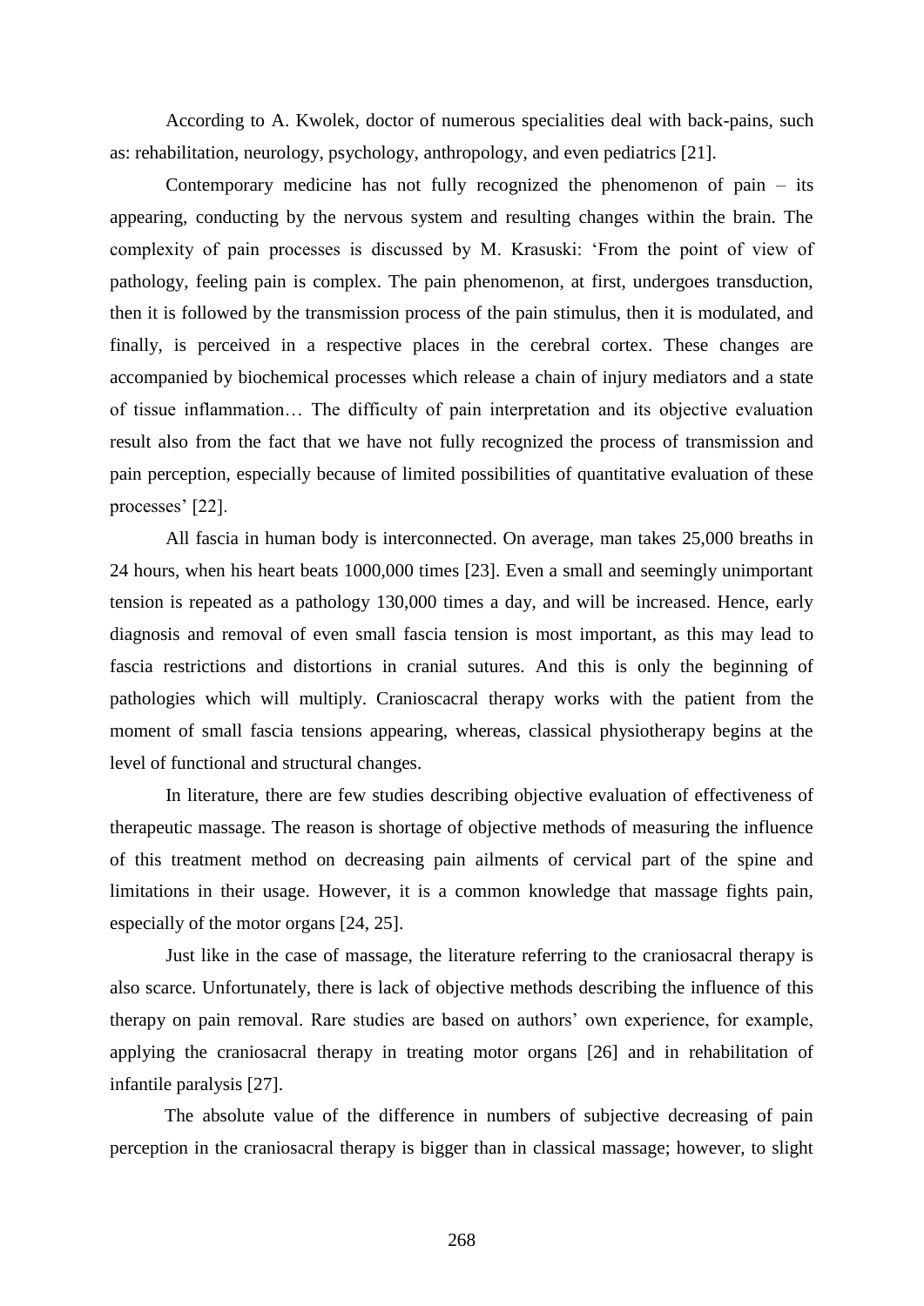According to A. Kwolek, doctor of numerous specialities deal with back-pains, such as: rehabilitation, neurology, psychology, anthropology, and even pediatrics [21].

Contemporary medicine has not fully recognized the phenomenon of pain – its appearing, conducting by the nervous system and resulting changes within the brain. The complexity of pain processes is discussed by M. Krasuski: 'From the point of view of pathology, feeling pain is complex. The pain phenomenon, at first, undergoes transduction, then it is followed by the transmission process of the pain stimulus, then it is modulated, and finally, is perceived in a respective places in the cerebral cortex. These changes are accompanied by biochemical processes which release a chain of injury mediators and a state of tissue inflammation… The difficulty of pain interpretation and its objective evaluation result also from the fact that we have not fully recognized the process of transmission and pain perception, especially because of limited possibilities of quantitative evaluation of these processes' [22].

All fascia in human body is interconnected. On average, man takes 25,000 breaths in 24 hours, when his heart beats 1000,000 times [23]. Even a small and seemingly unimportant tension is repeated as a pathology 130,000 times a day, and will be increased. Hence, early diagnosis and removal of even small fascia tension is most important, as this may lead to fascia restrictions and distortions in cranial sutures. And this is only the beginning of pathologies which will multiply. Cranioscacral therapy works with the patient from the moment of small fascia tensions appearing, whereas, classical physiotherapy begins at the level of functional and structural changes.

In literature, there are few studies describing objective evaluation of effectiveness of therapeutic massage. The reason is shortage of objective methods of measuring the influence of this treatment method on decreasing pain ailments of cervical part of the spine and limitations in their usage. However, it is a common knowledge that massage fights pain, especially of the motor organs [24, 25].

Just like in the case of massage, the literature referring to the craniosacral therapy is also scarce. Unfortunately, there is lack of objective methods describing the influence of this therapy on pain removal. Rare studies are based on authors' own experience, for example, applying the craniosacral therapy in treating motor organs [26] and in rehabilitation of infantile paralysis [27].

The absolute value of the difference in numbers of subjective decreasing of pain perception in the craniosacral therapy is bigger than in classical massage; however, to slight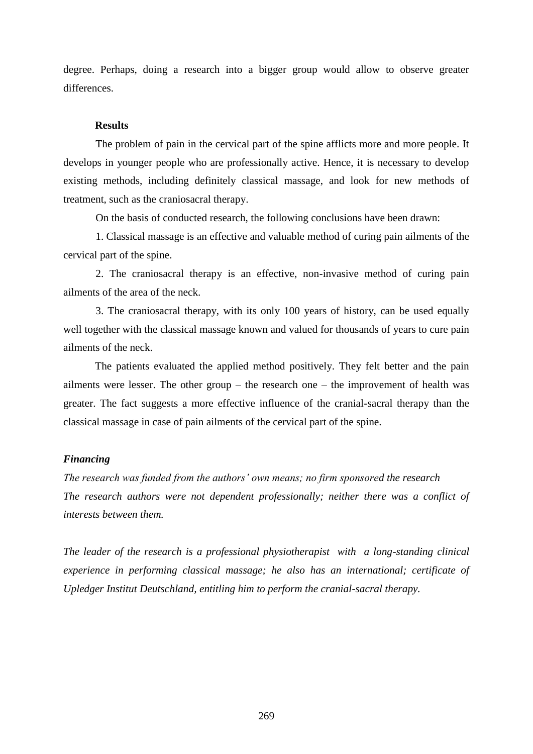degree. Perhaps, doing a research into a bigger group would allow to observe greater differences.

## Results

The problem of pain in the cervical part of the spine afflicts more and more people. It develops in younger people who are professionally active. Hence, it is necessary to develop existing methods, including definitely classical massage, and look for new methods of treatment, such as the craniosacral therapy.

On the basis of conducted research, the following conclusions have been drawn:

1. Classical massage is an effective and valuable method of curing pain ailments of the cervical part of the spine.

2. The craniosacral therapy is an effective, non-invasive method of curing pain ailments of the area of the neck.

3. The craniosacral therapy, with its only 100 years of history, can be used equally well together with the classical massage known and valued for thousands of years to cure pain ailments of the neck.

The patients evaluated the applied method positively. They felt better and the pain ailments were lesser. The other group – the research one – the improvement of health was greater. The fact suggests a more effective influence of the cranial-sacral therapy than the classical massage in case of pain ailments of the cervical part of the spine.

### *Financing*

*The research was funded from the authors' own means; no firm sponsored the research*
*The research authors were not dependent professionally; neither there was a conflict of interests between them.*

*The leader of the research is a professional physiotherapist with a long-standing clinical experience in performing classical massage; he also has an international; certificate of Upledger Institut Deutschland, entitling him to perform the cranial-sacral therapy.*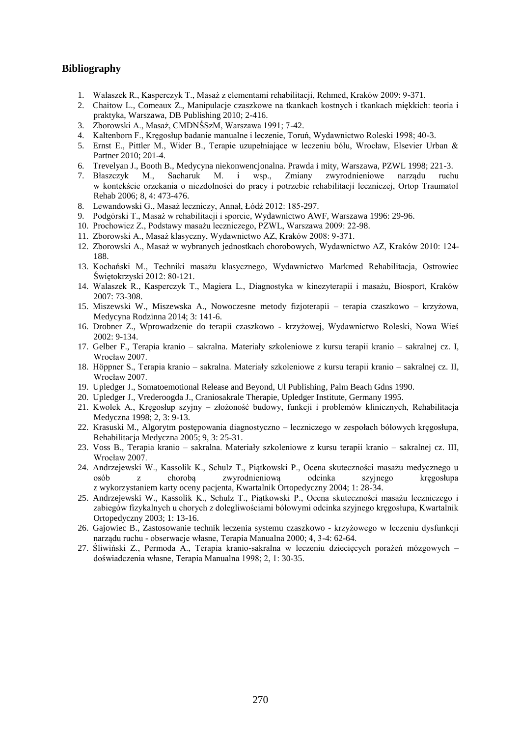## Bibliography

1. Walaszek R., Kasperczyk T., Masaż z elementami rehabilitacji, Rehmed, Kraków 2009: 9-371.
2. Chaitow L., Comeaux Z., Manipulacje czaszkowe na tkankach kostnych i tkankach miękkich: teoria i praktyka, Warszawa, DB Publishing 2010; 2-416.
3. Zborowski A., Masaż, CMDNŚSzM, Warszawa 1991; 7-42.
4. Kaltenborn F., Kręgosłup badanie manualne i leczenie, Toruń, Wydawnictwo Roleski 1998; 40-3.
5. Ernst E., Pittler M., Wider B., Terapie uzupełniające w leczeniu bólu, Wrocław, Elsevier Urban & Partner 2010; 201-4.
6. Trevelyan J., Booth B., Medycyna niekonwencjonalna. Prawda i mity, Warszawa, PZWL 1998; 221-3.
7. Błaszczyk M., Sacharuk M. i wsp., Zmiany zwyrodnieniowe narządu ruchu w kontekście orzekania o niezdolności do pracy i potrzebie rehabilitacji leczniczej, Ortop Traumatol Rehab 2006; 8, 4: 473-476.
8. Lewandowski G., Masaż leczniczy, Annał, Łódź 2012: 185-297.
9. Podgórski T., Masaż w rehabilitacji i sporcie, Wydawnictwo AWF, Warszawa 1996: 29-96.
10. Prochowicz Z., Podstawy masażu leczniczego, PZWL, Warszawa 2009: 22-98.
11. Zborowski A., Masaż klasyczny, Wydawnictwo AZ, Kraków 2008: 9-371.
12. Zborowski A., Masaż w wybranych jednostkach chorobowych, Wydawnictwo AZ, Kraków 2010: 124-188.
13. Kochański M., Techniki masażu klasycznego, Wydawnictwo Markmed Rehabilitacja, Ostrowiec Świętokrzyski 2012: 80-121.
14. Walaszek R., Kasperczyk T., Magiera L., Diagnostyka w kinezyterapii i masażu, Biosport, Kraków 2007: 73-308.
15. Miszewski W., Miszewska A., Nowoczesne metody fizjoterapii – terapia czaszkowo – krzyżowa, Medycyna Rodzinna 2014; 3: 141-6.
16. Drobner Z., Wprowadzenie do terapii czaszkowo - krzyżowej, Wydawnictwo Roleski, Nowa Wieś 2002: 9-134.
17. Gelber F., Terapia kranio – sakralna. Materiały szkoleniowe z kursu terapii kranio – sakralnej cz. I, Wrocław 2007.
18. Höppner S., Terapia kranio – sakralna. Materiały szkoleniowe z kursu terapii kranio – sakralnej cz. II, Wrocław 2007.
19. Upledger J., Somatoemotional Release and Beyond, Ul Publishing, Palm Beach Gdns 1990.
20. Upledger J., Vrederoogda J., Craniosakrale Therapie, Upledger Institute, Germany 1995.
21. Kwolek A., Kręgosłup szyjny – złożoność budowy, funkcji i problemów klinicznych, Rehabilitacja Medyczna 1998; 2, 3: 9-13.
22. Krasuski M., Algorytm postępowania diagnostyczno – leczniczego w zespołach bólowych kręgosłupa, Rehabilitacja Medyczna 2005; 9, 3: 25-31.
23. Voss B., Terapia kranio – sakralna. Materiały szkoleniowe z kursu terapii kranio – sakralnej cz. III, Wrocław 2007.
24. Andrzejewski W., Kassolik K., Schulz T., Piątkowski P., Ocena skuteczności masażu medycznego u osób z chorobą zwyrodnieniową odcinka szyjnego kręgosłupa z wykorzystaniem karty oceny pacjenta, Kwartalnik Ortopedyczny 2004; 1: 28-34.
25. Andrzejewski W., Kassolik K., Schulz T., Piątkowski P., Ocena skuteczności masażu leczniczego i zabiegów fizykalnych u chorych z dolegliwościami bólowymi odcinka szyjnego kręgosłupa, Kwartalnik Ortopedyczny 2003; 1: 13-16.
26. Gajowiec B., Zastosowanie technik leczenia systemu czaszkowo - krzyżowego w leczeniu dysfunkcji narządu ruchu - obserwacje własne, Terapia Manualna 2000; 4, 3-4: 62-64.
27. Śliwiński Z., Permoda A., Terapia kranio-sakralna w leczeniu dziecięcych porażeń mózgowych – doświadczenia własne, Terapia Manualna 1998; 2, 1: 30-35.